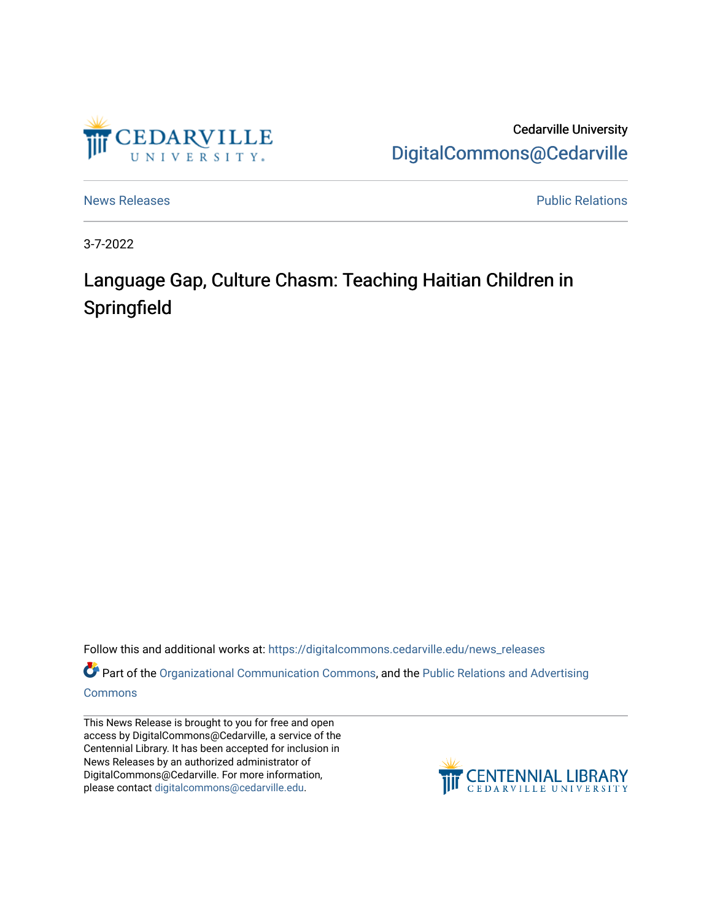Cedarville University

DigitalCommons@Cedarville

News Releases

Public Relations

3-7-2022

# Language Gap, Culture Chasm: Teaching Haitian Children in Springfield

Follow this and additional works at: https://digitalcommons.cedarville.edu/news_releases

Part of the Organizational Communication Commons, and the Public Relations and Advertising Commons

This News Release is brought to you for free and open access by DigitalCommons@Cedarville, a service of the Centennial Library. It has been accepted for inclusion in News Releases by an authorized administrator of DigitalCommons@Cedarville. For more information, please contact digitalcommons@cedarville.edu.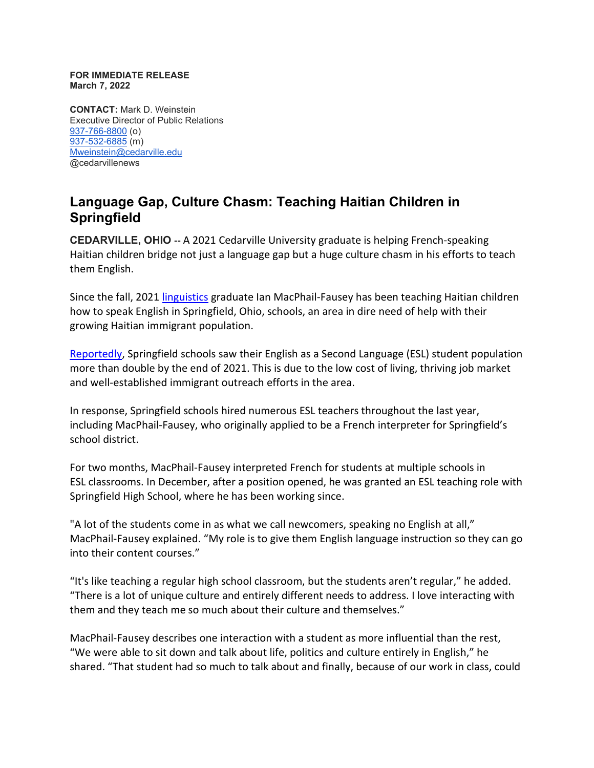**FOR IMMEDIATE RELEASE**
**March 7, 2022**

**CONTACT:** Mark D. Weinstein
Executive Director of Public Relations
937-766-8800 (o)
937-532-6885 (m)
Mweinstein@cedarville.edu
@cedarvillenews

## Language Gap, Culture Chasm: Teaching Haitian Children in Springfield

**CEDARVILLE, OHIO** -- A 2021 Cedarville University graduate is helping French-speaking Haitian children bridge not just a language gap but a huge culture chasm in his efforts to teach them English.

Since the fall, 2021 linguistics graduate Ian MacPhail-Fausey has been teaching Haitian children how to speak English in Springfield, Ohio, schools, an area in dire need of help with their growing Haitian immigrant population.

Reportedly, Springfield schools saw their English as a Second Language (ESL) student population more than double by the end of 2021. This is due to the low cost of living, thriving job market and well-established immigrant outreach efforts in the area.

In response, Springfield schools hired numerous ESL teachers throughout the last year, including MacPhail-Fausey, who originally applied to be a French interpreter for Springfield's school district.

For two months, MacPhail-Fausey interpreted French for students at multiple schools in ESL classrooms. In December, after a position opened, he was granted an ESL teaching role with Springfield High School, where he has been working since.

"A lot of the students come in as what we call newcomers, speaking no English at all," MacPhail-Fausey explained. "My role is to give them English language instruction so they can go into their content courses."

"It's like teaching a regular high school classroom, but the students aren't regular," he added. "There is a lot of unique culture and entirely different needs to address. I love interacting with them and they teach me so much about their culture and themselves."

MacPhail-Fausey describes one interaction with a student as more influential than the rest, "We were able to sit down and talk about life, politics and culture entirely in English," he shared. "That student had so much to talk about and finally, because of our work in class, could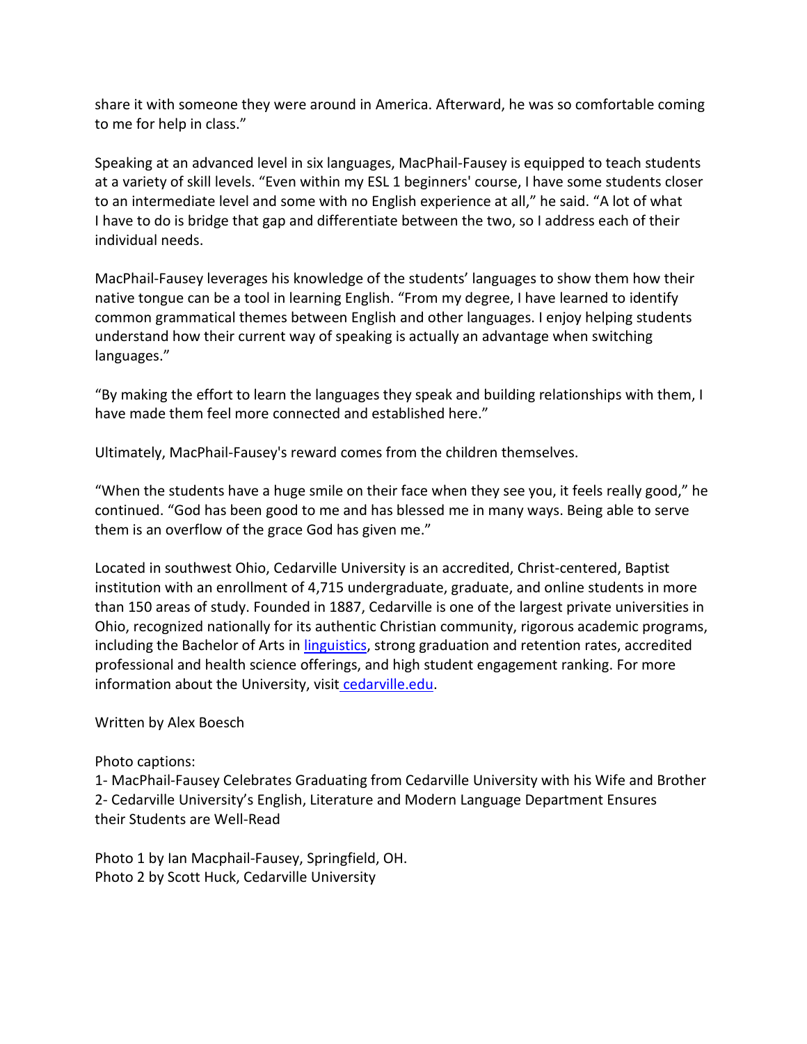share it with someone they were around in America. Afterward, he was so comfortable coming to me for help in class."

Speaking at an advanced level in six languages, MacPhail-Fausey is equipped to teach students at a variety of skill levels. "Even within my ESL 1 beginners' course, I have some students closer to an intermediate level and some with no English experience at all," he said. "A lot of what I have to do is bridge that gap and differentiate between the two, so I address each of their individual needs.

MacPhail-Fausey leverages his knowledge of the students' languages to show them how their native tongue can be a tool in learning English. "From my degree, I have learned to identify common grammatical themes between English and other languages. I enjoy helping students understand how their current way of speaking is actually an advantage when switching languages."

"By making the effort to learn the languages they speak and building relationships with them, I have made them feel more connected and established here."

Ultimately, MacPhail-Fausey's reward comes from the children themselves.

"When the students have a huge smile on their face when they see you, it feels really good," he continued. "God has been good to me and has blessed me in many ways. Being able to serve them is an overflow of the grace God has given me."

Located in southwest Ohio, Cedarville University is an accredited, Christ-centered, Baptist institution with an enrollment of 4,715 undergraduate, graduate, and online students in more than 150 areas of study. Founded in 1887, Cedarville is one of the largest private universities in Ohio, recognized nationally for its authentic Christian community, rigorous academic programs, including the Bachelor of Arts in [linguistics](), strong graduation and retention rates, accredited professional and health science offerings, and high student engagement ranking. For more information about the University, visit [cedarville.edu]().

Written by Alex Boesch

Photo captions:
1- MacPhail-Fausey Celebrates Graduating from Cedarville University with his Wife and Brother
2- Cedarville University's English, Literature and Modern Language Department Ensures their Students are Well-Read

Photo 1 by Ian Macphail-Fausey, Springfield, OH.
Photo 2 by Scott Huck, Cedarville University